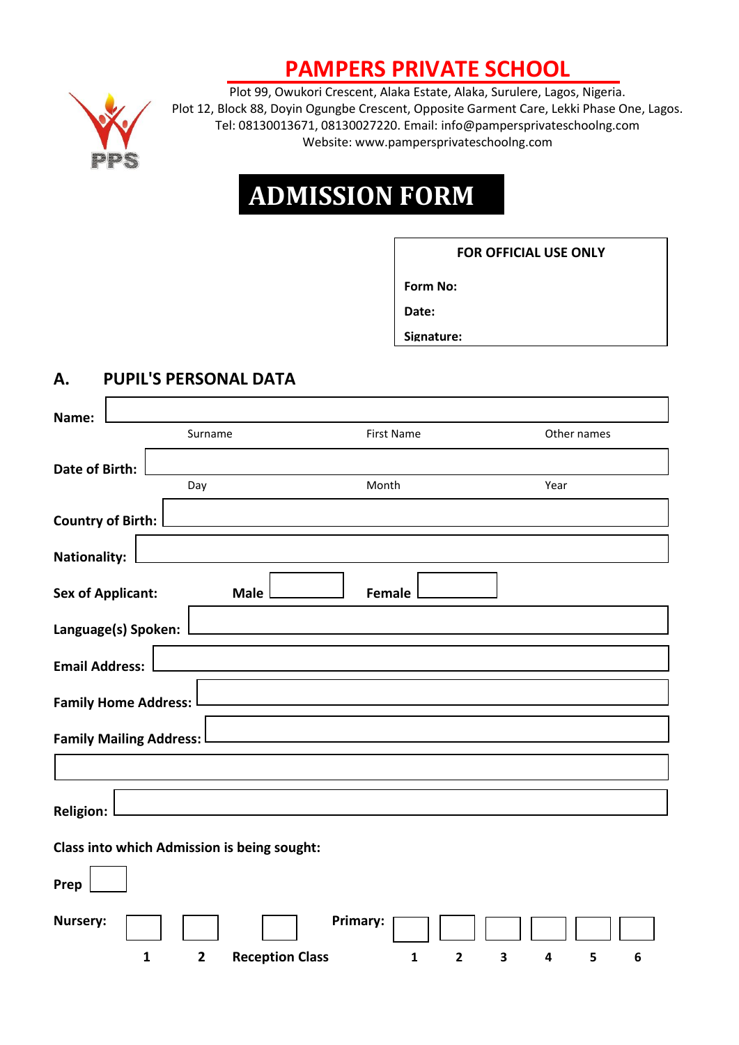# PAMPERS PRIVATE SCHOOL

Plot 99, Owukori Crescent, Alaka Estate, Alaka, Surulere, Lagos, Nigeria.
Plot 12, Block 88, Doyin Ogungbe Crescent, Opposite Garment Care, Lekki Phase One, Lagos.
Tel: 08130013671, 08130027220. Email: info@pampersprivateschoolng.com
Website: www.pampersprivateschoolng.com

PPS

# ADMISSION FORM

| FOR OFFICIAL USE ONLY |
|---|
| **Form No:** |
| **Date:** |
| **Signature:** |

## A. PUPIL'S PERSONAL DATA

**Name:** ____________________

Surname First Name Other names

**Date of Birth:** ____________________

Day Month Year

**Country of Birth:** ____________________

**Nationality:** ____________________

**Sex of Applicant:** **Male** ☐ **Female** ☐

**Language(s) Spoken:** ____________________

**Email Address:** ____________________

**Family Home Address:** ____________________

**Family Mailing Address:** ____________________

____________________

**Religion:** ____________________

**Class into which Admission is being sought:**

**Prep** ☐

**Nursery:** ☐ 1 ☐ 2 ☐ **Reception Class**

**Primary:** ☐ 1 ☐ 2 ☐ 3 ☐ 4 ☐ 5 ☐ 6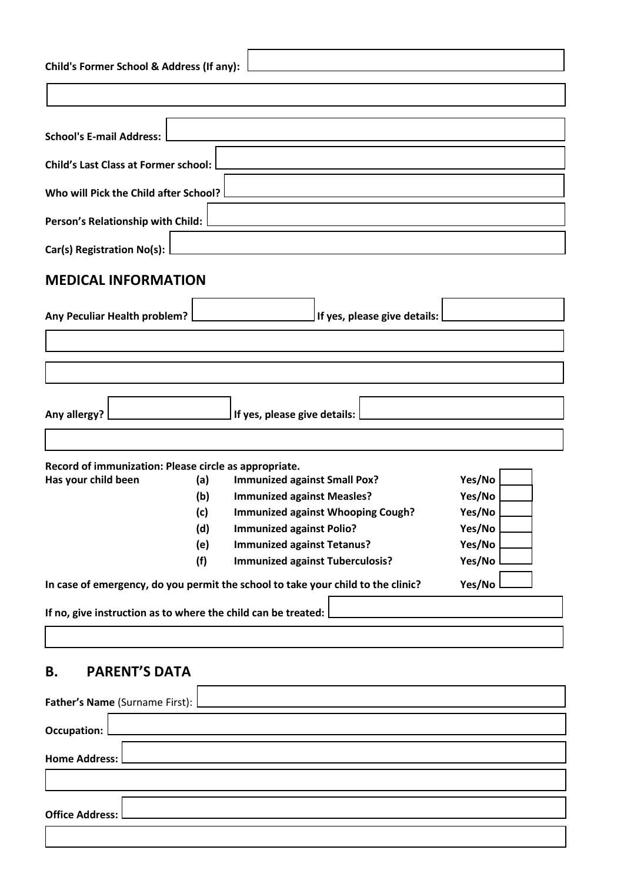**Child's Former School & Address (If any):**

**School's E-mail Address:**

**Child's Last Class at Former school:**

**Who will Pick the Child after School?**

**Person's Relationship with Child:**

**Car(s) Registration No(s):**

## MEDICAL INFORMATION

**Any Peculiar Health problem?** **If yes, please give details:**

**Any allergy?** **If yes, please give details:**

**Record of immunization: Please circle as appropriate.**

| **Has your child been** | **(a)** | **Immunized against Small Pox?** | **Yes/No** |
|---|---|---|---|
| | **(b)** | **Immunized against Measles?** | **Yes/No** |
| | **(c)** | **Immunized against Whooping Cough?** | **Yes/No** |
| | **(d)** | **Immunized against Polio?** | **Yes/No** |
| | **(e)** | **Immunized against Tetanus?** | **Yes/No** |
| | **(f)** | **Immunized against Tuberculosis?** | **Yes/No** |

**In case of emergency, do you permit the school to take your child to the clinic?** **Yes/No**

**If no, give instruction as to where the child can be treated:**

## B. PARENT'S DATA

**Father's Name** (Surname First):

**Occupation:**

**Home Address:**

**Office Address:**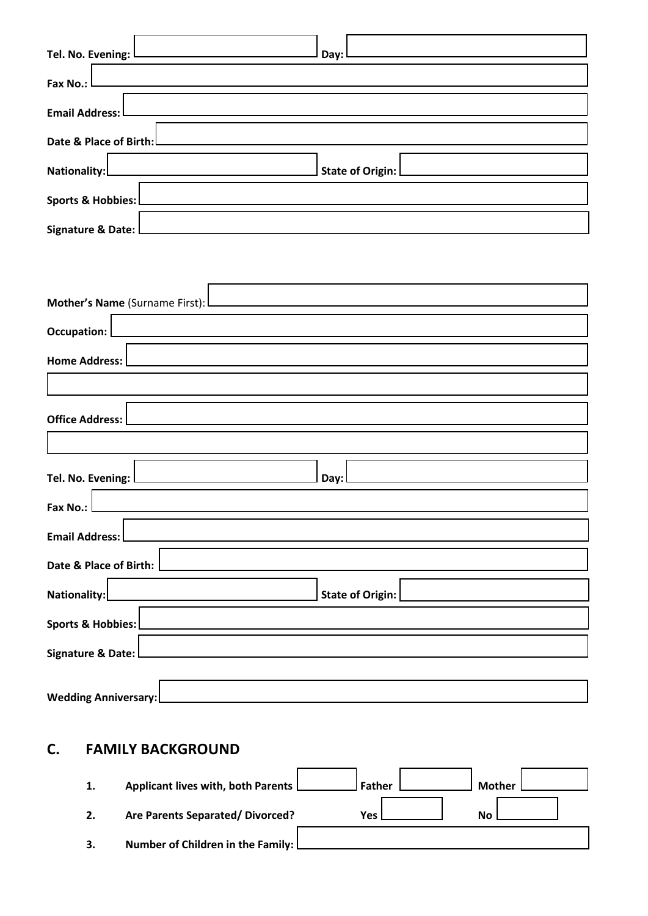**Tel. No. Evening:** &nbsp;&nbsp;&nbsp;&nbsp; **Day:**

**Fax No.:**

**Email Address:**

**Date & Place of Birth:**

**Nationality:** &nbsp;&nbsp;&nbsp;&nbsp; **State of Origin:**

**Sports & Hobbies:**

**Signature & Date:**

**Mother's Name** (Surname First):

**Occupation:**

**Home Address:**

**Office Address:**

**Tel. No. Evening:** &nbsp;&nbsp;&nbsp;&nbsp; **Day:**

**Fax No.:**

**Email Address:**

**Date & Place of Birth:**

**Nationality:** &nbsp;&nbsp;&nbsp;&nbsp; **State of Origin:**

**Sports & Hobbies:**

**Signature & Date:**

**Wedding Anniversary:**

## C. FAMILY BACKGROUND

1. **Applicant lives with, both Parents** &nbsp;&nbsp; **Father** &nbsp;&nbsp; **Mother**
2. **Are Parents Separated/ Divorced?** &nbsp;&nbsp; **Yes** &nbsp;&nbsp; **No**
3. **Number of Children in the Family:**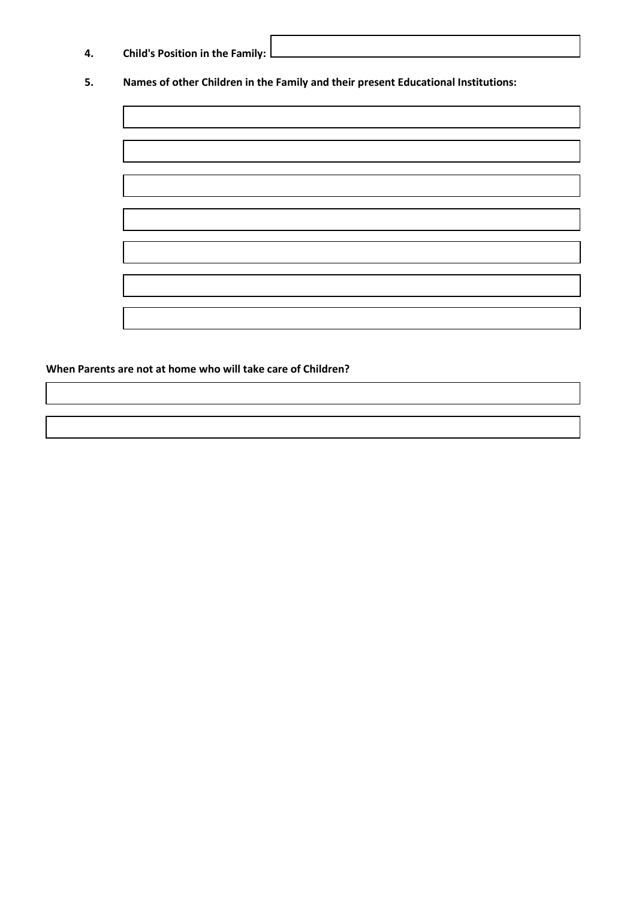4. **Child's Position in the Family:** 

5. **Names of other Children in the Family and their present Educational Institutions:**

**When Parents are not at home who will take care of Children?**